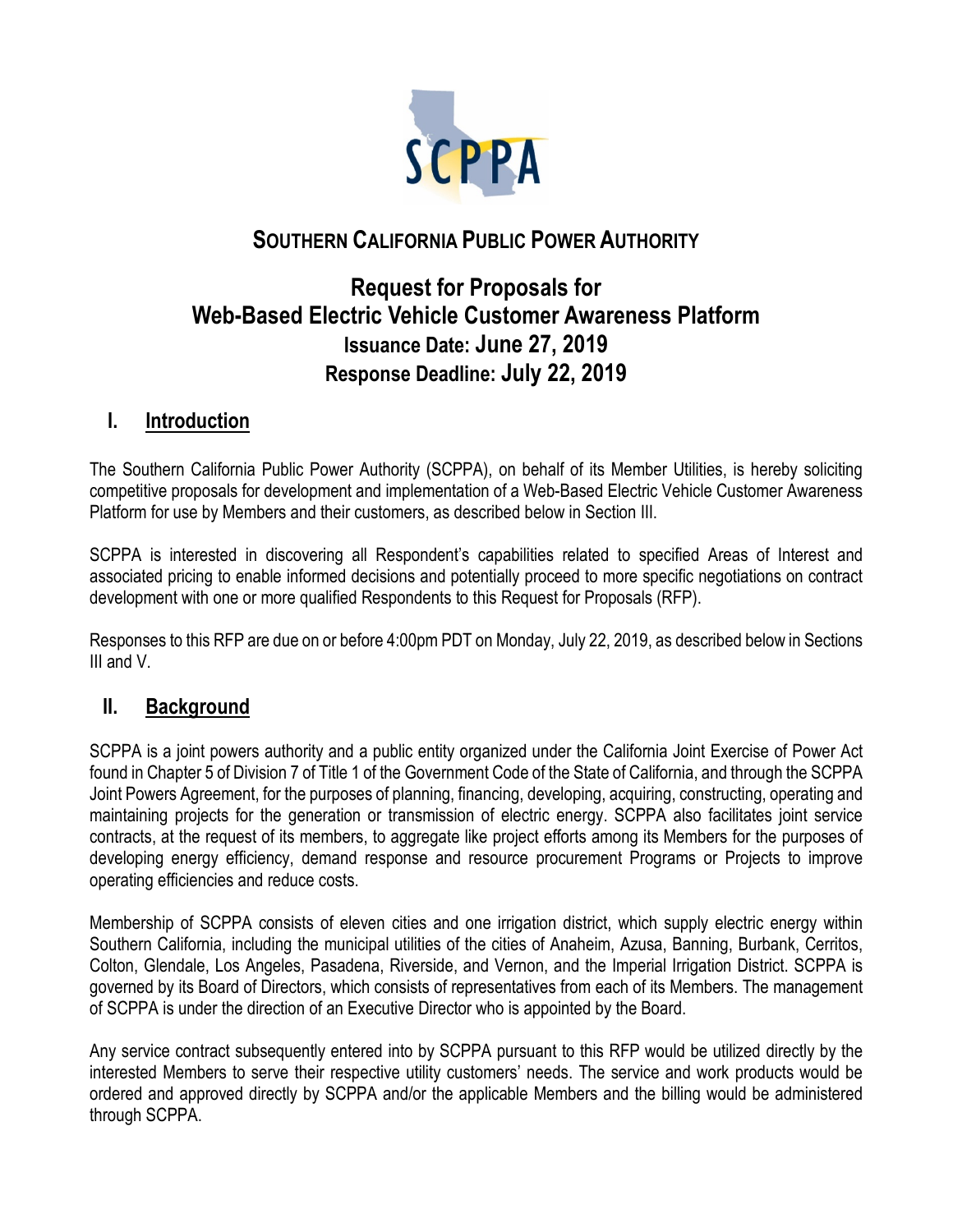# SOUTHERN CALIFORNIA PUBLIC POWER AUTHORITY

## Request for Proposals for Web-Based Electric Vehicle Customer Awareness Platform

**Issuance Date: June 27, 2019**

**Response Deadline: July 22, 2019**

## I. Introduction

The Southern California Public Power Authority (SCPPA), on behalf of its Member Utilities, is hereby soliciting competitive proposals for development and implementation of a Web-Based Electric Vehicle Customer Awareness Platform for use by Members and their customers, as described below in Section III.

SCPPA is interested in discovering all Respondent's capabilities related to specified Areas of Interest and associated pricing to enable informed decisions and potentially proceed to more specific negotiations on contract development with one or more qualified Respondents to this Request for Proposals (RFP).

Responses to this RFP are due on or before 4:00pm PDT on Monday, July 22, 2019, as described below in Sections III and V.

## II. Background

SCPPA is a joint powers authority and a public entity organized under the California Joint Exercise of Power Act found in Chapter 5 of Division 7 of Title 1 of the Government Code of the State of California, and through the SCPPA Joint Powers Agreement, for the purposes of planning, financing, developing, acquiring, constructing, operating and maintaining projects for the generation or transmission of electric energy. SCPPA also facilitates joint service contracts, at the request of its members, to aggregate like project efforts among its Members for the purposes of developing energy efficiency, demand response and resource procurement Programs or Projects to improve operating efficiencies and reduce costs.

Membership of SCPPA consists of eleven cities and one irrigation district, which supply electric energy within Southern California, including the municipal utilities of the cities of Anaheim, Azusa, Banning, Burbank, Cerritos, Colton, Glendale, Los Angeles, Pasadena, Riverside, and Vernon, and the Imperial Irrigation District. SCPPA is governed by its Board of Directors, which consists of representatives from each of its Members. The management of SCPPA is under the direction of an Executive Director who is appointed by the Board.

Any service contract subsequently entered into by SCPPA pursuant to this RFP would be utilized directly by the interested Members to serve their respective utility customers' needs. The service and work products would be ordered and approved directly by SCPPA and/or the applicable Members and the billing would be administered through SCPPA.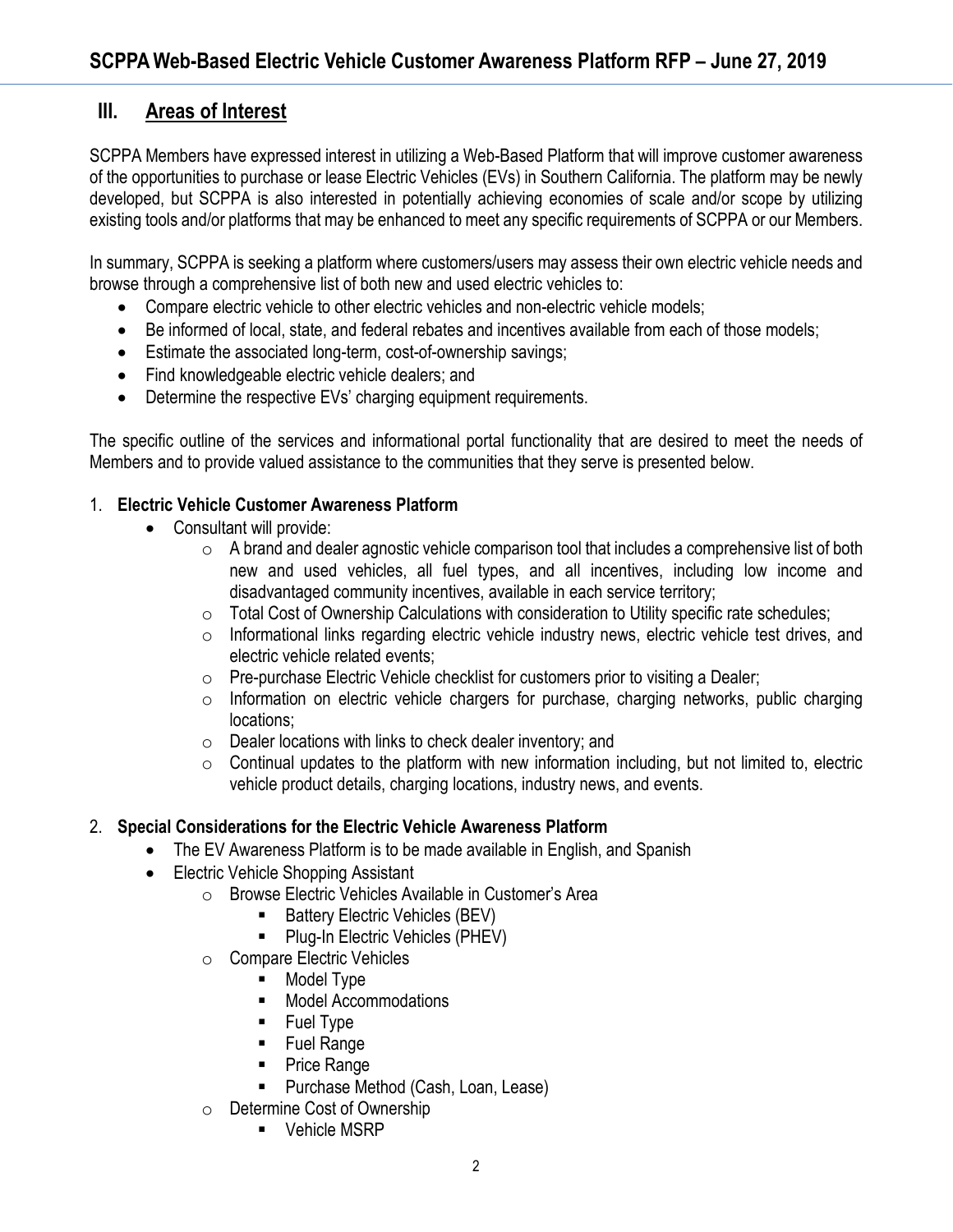## III. Areas of Interest

SCPPA Members have expressed interest in utilizing a Web-Based Platform that will improve customer awareness of the opportunities to purchase or lease Electric Vehicles (EVs) in Southern California. The platform may be newly developed, but SCPPA is also interested in potentially achieving economies of scale and/or scope by utilizing existing tools and/or platforms that may be enhanced to meet any specific requirements of SCPPA or our Members.

In summary, SCPPA is seeking a platform where customers/users may assess their own electric vehicle needs and browse through a comprehensive list of both new and used electric vehicles to:

- Compare electric vehicle to other electric vehicles and non-electric vehicle models;
- Be informed of local, state, and federal rebates and incentives available from each of those models;
- Estimate the associated long-term, cost-of-ownership savings;
- Find knowledgeable electric vehicle dealers; and
- Determine the respective EVs' charging equipment requirements.

The specific outline of the services and informational portal functionality that are desired to meet the needs of Members and to provide valued assistance to the communities that they serve is presented below.

1. **Electric Vehicle Customer Awareness Platform**
   - Consultant will provide:
     - A brand and dealer agnostic vehicle comparison tool that includes a comprehensive list of both new and used vehicles, all fuel types, and all incentives, including low income and disadvantaged community incentives, available in each service territory;
     - Total Cost of Ownership Calculations with consideration to Utility specific rate schedules;
     - Informational links regarding electric vehicle industry news, electric vehicle test drives, and electric vehicle related events;
     - Pre-purchase Electric Vehicle checklist for customers prior to visiting a Dealer;
     - Information on electric vehicle chargers for purchase, charging networks, public charging locations;
     - Dealer locations with links to check dealer inventory; and
     - Continual updates to the platform with new information including, but not limited to, electric vehicle product details, charging locations, industry news, and events.

2. **Special Considerations for the Electric Vehicle Awareness Platform**
   - The EV Awareness Platform is to be made available in English, and Spanish
   - Electric Vehicle Shopping Assistant
     - Browse Electric Vehicles Available in Customer's Area
       - Battery Electric Vehicles (BEV)
       - Plug-In Electric Vehicles (PHEV)
     - Compare Electric Vehicles
       - Model Type
       - Model Accommodations
       - Fuel Type
       - Fuel Range
       - Price Range
       - Purchase Method (Cash, Loan, Lease)
     - Determine Cost of Ownership
       - Vehicle MSRP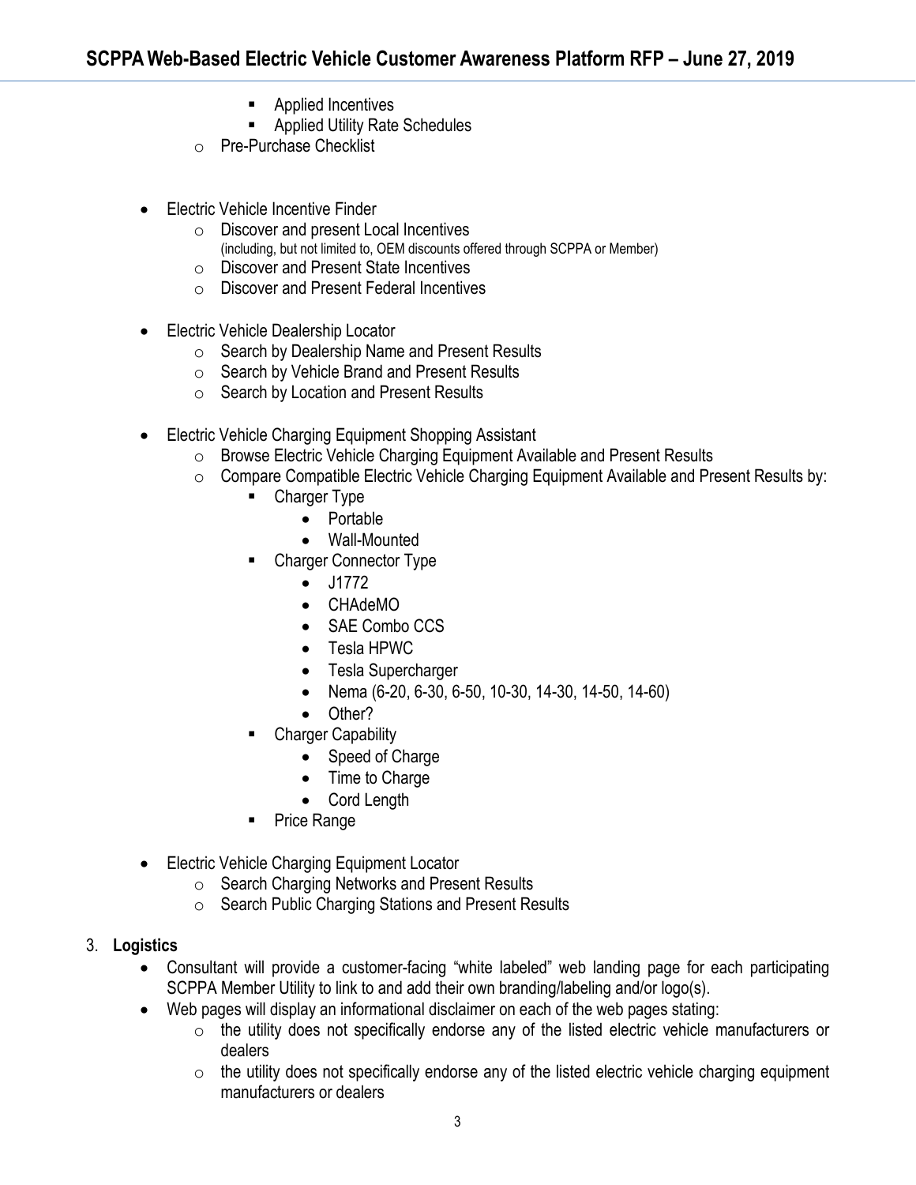- Applied Incentives
    - Applied Utility Rate Schedules
  - Pre-Purchase Checklist

- Electric Vehicle Incentive Finder
  - Discover and present Local Incentives
    (including, but not limited to, OEM discounts offered through SCPPA or Member)
  - Discover and Present State Incentives
  - Discover and Present Federal Incentives

- Electric Vehicle Dealership Locator
  - Search by Dealership Name and Present Results
  - Search by Vehicle Brand and Present Results
  - Search by Location and Present Results

- Electric Vehicle Charging Equipment Shopping Assistant
  - Browse Electric Vehicle Charging Equipment Available and Present Results
  - Compare Compatible Electric Vehicle Charging Equipment Available and Present Results by:
    - Charger Type
      - Portable
      - Wall-Mounted
    - Charger Connector Type
      - J1772
      - CHAdeMO
      - SAE Combo CCS
      - Tesla HPWC
      - Tesla Supercharger
      - Nema (6-20, 6-30, 6-50, 10-30, 14-30, 14-50, 14-60)
      - Other?
    - Charger Capability
      - Speed of Charge
      - Time to Charge
      - Cord Length
    - Price Range

- Electric Vehicle Charging Equipment Locator
  - Search Charging Networks and Present Results
  - Search Public Charging Stations and Present Results

3. **Logistics**
   - Consultant will provide a customer-facing "white labeled" web landing page for each participating SCPPA Member Utility to link to and add their own branding/labeling and/or logo(s).
   - Web pages will display an informational disclaimer on each of the web pages stating:
     - the utility does not specifically endorse any of the listed electric vehicle manufacturers or dealers
     - the utility does not specifically endorse any of the listed electric vehicle charging equipment manufacturers or dealers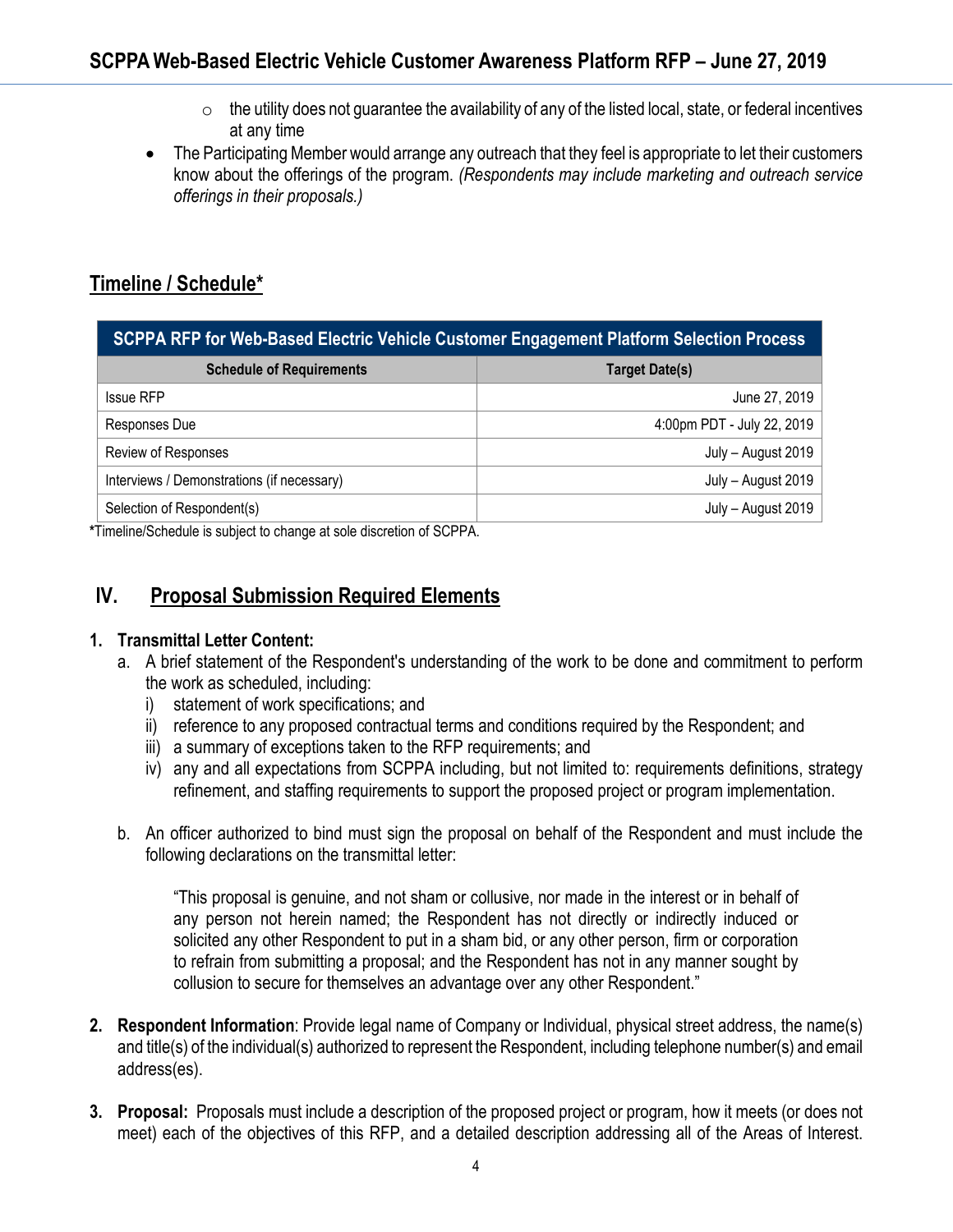- the utility does not guarantee the availability of any of the listed local, state, or federal incentives at any time
- The Participating Member would arrange any outreach that they feel is appropriate to let their customers know about the offerings of the program. *(Respondents may include marketing and outreach service offerings in their proposals.)*

## Timeline / Schedule*

| SCPPA RFP for Web-Based Electric Vehicle Customer Engagement Platform Selection Process | |
|---|---|
| **Schedule of Requirements** | **Target Date(s)** |
| Issue RFP | June 27, 2019 |
| Responses Due | 4:00pm PDT - July 22, 2019 |
| Review of Responses | July – August 2019 |
| Interviews / Demonstrations (if necessary) | July – August 2019 |
| Selection of Respondent(s) | July – August 2019 |

**\***Timeline/Schedule is subject to change at sole discretion of SCPPA.

## IV. Proposal Submission Required Elements

**1. Transmittal Letter Content:**

a. A brief statement of the Respondent's understanding of the work to be done and commitment to perform the work as scheduled, including:

  i) statement of work specifications; and

  ii) reference to any proposed contractual terms and conditions required by the Respondent; and

  iii) a summary of exceptions taken to the RFP requirements; and

  iv) any and all expectations from SCPPA including, but not limited to: requirements definitions, strategy refinement, and staffing requirements to support the proposed project or program implementation.

b. An officer authorized to bind must sign the proposal on behalf of the Respondent and must include the following declarations on the transmittal letter:

> "This proposal is genuine, and not sham or collusive, nor made in the interest or in behalf of any person not herein named; the Respondent has not directly or indirectly induced or solicited any other Respondent to put in a sham bid, or any other person, firm or corporation to refrain from submitting a proposal; and the Respondent has not in any manner sought by collusion to secure for themselves an advantage over any other Respondent."

**2. Respondent Information**: Provide legal name of Company or Individual, physical street address, the name(s) and title(s) of the individual(s) authorized to represent the Respondent, including telephone number(s) and email address(es).

**3. Proposal:** Proposals must include a description of the proposed project or program, how it meets (or does not meet) each of the objectives of this RFP, and a detailed description addressing all of the Areas of Interest.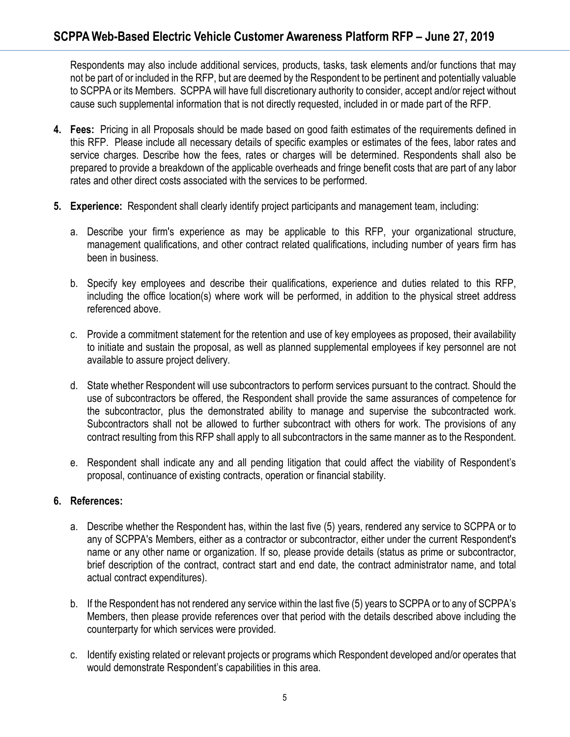Respondents may also include additional services, products, tasks, task elements and/or functions that may not be part of or included in the RFP, but are deemed by the Respondent to be pertinent and potentially valuable to SCPPA or its Members. SCPPA will have full discretionary authority to consider, accept and/or reject without cause such supplemental information that is not directly requested, included in or made part of the RFP.

4. **Fees:** Pricing in all Proposals should be made based on good faith estimates of the requirements defined in this RFP. Please include all necessary details of specific examples or estimates of the fees, labor rates and service charges. Describe how the fees, rates or charges will be determined. Respondents shall also be prepared to provide a breakdown of the applicable overheads and fringe benefit costs that are part of any labor rates and other direct costs associated with the services to be performed.

5. **Experience:** Respondent shall clearly identify project participants and management team, including:

   a. Describe your firm's experience as may be applicable to this RFP, your organizational structure, management qualifications, and other contract related qualifications, including number of years firm has been in business.

   b. Specify key employees and describe their qualifications, experience and duties related to this RFP, including the office location(s) where work will be performed, in addition to the physical street address referenced above.

   c. Provide a commitment statement for the retention and use of key employees as proposed, their availability to initiate and sustain the proposal, as well as planned supplemental employees if key personnel are not available to assure project delivery.

   d. State whether Respondent will use subcontractors to perform services pursuant to the contract. Should the use of subcontractors be offered, the Respondent shall provide the same assurances of competence for the subcontractor, plus the demonstrated ability to manage and supervise the subcontracted work. Subcontractors shall not be allowed to further subcontract with others for work. The provisions of any contract resulting from this RFP shall apply to all subcontractors in the same manner as to the Respondent.

   e. Respondent shall indicate any and all pending litigation that could affect the viability of Respondent's proposal, continuance of existing contracts, operation or financial stability.

6. **References:**

   a. Describe whether the Respondent has, within the last five (5) years, rendered any service to SCPPA or to any of SCPPA's Members, either as a contractor or subcontractor, either under the current Respondent's name or any other name or organization. If so, please provide details (status as prime or subcontractor, brief description of the contract, contract start and end date, the contract administrator name, and total actual contract expenditures).

   b. If the Respondent has not rendered any service within the last five (5) years to SCPPA or to any of SCPPA's Members, then please provide references over that period with the details described above including the counterparty for which services were provided.

   c. Identify existing related or relevant projects or programs which Respondent developed and/or operates that would demonstrate Respondent's capabilities in this area.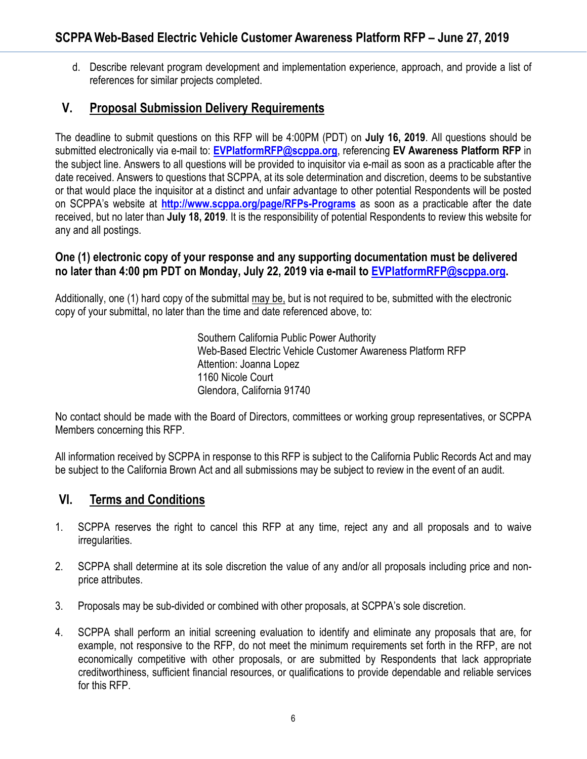d. Describe relevant program development and implementation experience, approach, and provide a list of references for similar projects completed.

## V. Proposal Submission Delivery Requirements

The deadline to submit questions on this RFP will be 4:00PM (PDT) on **July 16, 2019**. All questions should be submitted electronically via e-mail to: **EVPlatformRFP@scppa.org**, referencing **EV Awareness Platform RFP** in the subject line. Answers to all questions will be provided to inquisitor via e-mail as soon as a practicable after the date received. Answers to questions that SCPPA, at its sole determination and discretion, deems to be substantive or that would place the inquisitor at a distinct and unfair advantage to other potential Respondents will be posted on SCPPA's website at **http://www.scppa.org/page/RFPs-Programs** as soon as a practicable after the date received, but no later than **July 18, 2019**. It is the responsibility of potential Respondents to review this website for any and all postings.

**One (1) electronic copy of your response and any supporting documentation must be delivered no later than 4:00 pm PDT on Monday, July 22, 2019 via e-mail to EVPlatformRFP@scppa.org.**

Additionally, one (1) hard copy of the submittal may be, but is not required to be, submitted with the electronic copy of your submittal, no later than the time and date referenced above, to:

Southern California Public Power Authority
Web-Based Electric Vehicle Customer Awareness Platform RFP
Attention: Joanna Lopez
1160 Nicole Court
Glendora, California 91740

No contact should be made with the Board of Directors, committees or working group representatives, or SCPPA Members concerning this RFP.

All information received by SCPPA in response to this RFP is subject to the California Public Records Act and may be subject to the California Brown Act and all submissions may be subject to review in the event of an audit.

## VI. Terms and Conditions

1. SCPPA reserves the right to cancel this RFP at any time, reject any and all proposals and to waive irregularities.

2. SCPPA shall determine at its sole discretion the value of any and/or all proposals including price and non-price attributes.

3. Proposals may be sub-divided or combined with other proposals, at SCPPA's sole discretion.

4. SCPPA shall perform an initial screening evaluation to identify and eliminate any proposals that are, for example, not responsive to the RFP, do not meet the minimum requirements set forth in the RFP, are not economically competitive with other proposals, or are submitted by Respondents that lack appropriate creditworthiness, sufficient financial resources, or qualifications to provide dependable and reliable services for this RFP.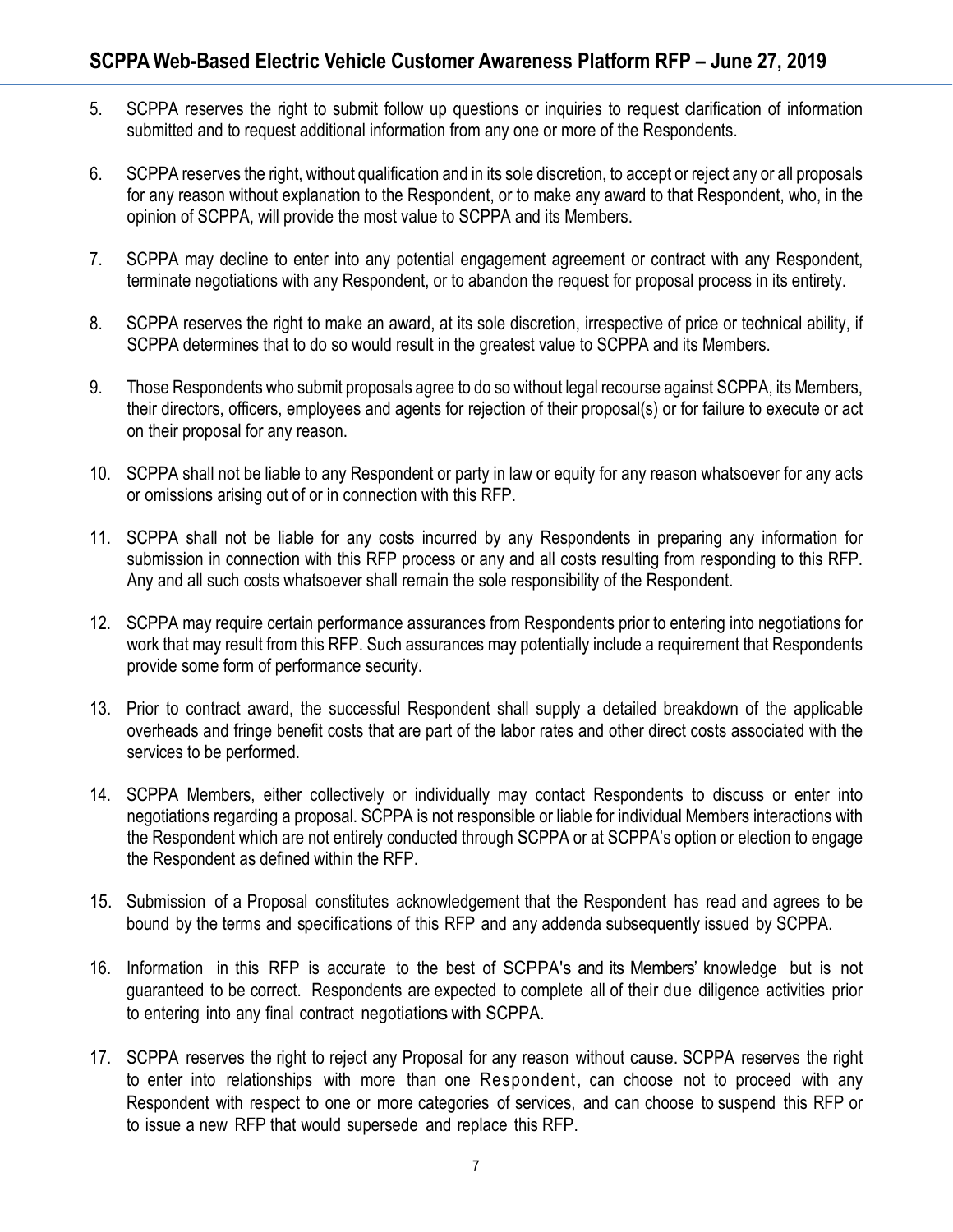5. SCPPA reserves the right to submit follow up questions or inquiries to request clarification of information submitted and to request additional information from any one or more of the Respondents.

6. SCPPA reserves the right, without qualification and in its sole discretion, to accept or reject any or all proposals for any reason without explanation to the Respondent, or to make any award to that Respondent, who, in the opinion of SCPPA, will provide the most value to SCPPA and its Members.

7. SCPPA may decline to enter into any potential engagement agreement or contract with any Respondent, terminate negotiations with any Respondent, or to abandon the request for proposal process in its entirety.

8. SCPPA reserves the right to make an award, at its sole discretion, irrespective of price or technical ability, if SCPPA determines that to do so would result in the greatest value to SCPPA and its Members.

9. Those Respondents who submit proposals agree to do so without legal recourse against SCPPA, its Members, their directors, officers, employees and agents for rejection of their proposal(s) or for failure to execute or act on their proposal for any reason.

10. SCPPA shall not be liable to any Respondent or party in law or equity for any reason whatsoever for any acts or omissions arising out of or in connection with this RFP.

11. SCPPA shall not be liable for any costs incurred by any Respondents in preparing any information for submission in connection with this RFP process or any and all costs resulting from responding to this RFP. Any and all such costs whatsoever shall remain the sole responsibility of the Respondent.

12. SCPPA may require certain performance assurances from Respondents prior to entering into negotiations for work that may result from this RFP. Such assurances may potentially include a requirement that Respondents provide some form of performance security.

13. Prior to contract award, the successful Respondent shall supply a detailed breakdown of the applicable overheads and fringe benefit costs that are part of the labor rates and other direct costs associated with the services to be performed.

14. SCPPA Members, either collectively or individually may contact Respondents to discuss or enter into negotiations regarding a proposal. SCPPA is not responsible or liable for individual Members interactions with the Respondent which are not entirely conducted through SCPPA or at SCPPA's option or election to engage the Respondent as defined within the RFP.

15. Submission of a Proposal constitutes acknowledgement that the Respondent has read and agrees to be bound by the terms and specifications of this RFP and any addenda subsequently issued by SCPPA.

16. Information in this RFP is accurate to the best of SCPPA's and its Members' knowledge but is not guaranteed to be correct. Respondents are expected to complete all of their due diligence activities prior to entering into any final contract negotiations with SCPPA.

17. SCPPA reserves the right to reject any Proposal for any reason without cause. SCPPA reserves the right to enter into relationships with more than one Respondent, can choose not to proceed with any Respondent with respect to one or more categories of services, and can choose to suspend this RFP or to issue a new RFP that would supersede and replace this RFP.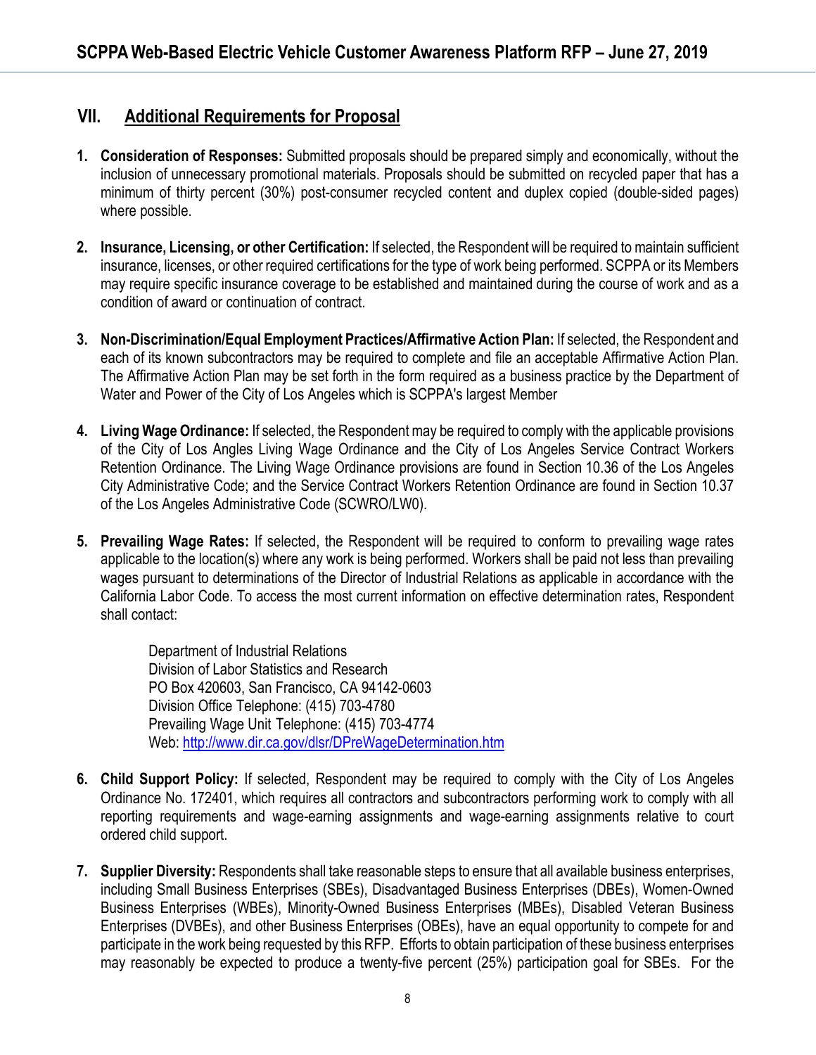## VII. Additional Requirements for Proposal

1. **Consideration of Responses:** Submitted proposals should be prepared simply and economically, without the inclusion of unnecessary promotional materials. Proposals should be submitted on recycled paper that has a minimum of thirty percent (30%) post-consumer recycled content and duplex copied (double-sided pages) where possible.

2. **Insurance, Licensing, or other Certification:** If selected, the Respondent will be required to maintain sufficient insurance, licenses, or other required certifications for the type of work being performed. SCPPA or its Members may require specific insurance coverage to be established and maintained during the course of work and as a condition of award or continuation of contract.

3. **Non-Discrimination/Equal Employment Practices/Affirmative Action Plan:** If selected, the Respondent and each of its known subcontractors may be required to complete and file an acceptable Affirmative Action Plan. The Affirmative Action Plan may be set forth in the form required as a business practice by the Department of Water and Power of the City of Los Angeles which is SCPPA's largest Member

4. **Living Wage Ordinance:** If selected, the Respondent may be required to comply with the applicable provisions of the City of Los Angles Living Wage Ordinance and the City of Los Angeles Service Contract Workers Retention Ordinance. The Living Wage Ordinance provisions are found in Section 10.36 of the Los Angeles City Administrative Code; and the Service Contract Workers Retention Ordinance are found in Section 10.37 of the Los Angeles Administrative Code (SCWRO/LW0).

5. **Prevailing Wage Rates:** If selected, the Respondent will be required to conform to prevailing wage rates applicable to the location(s) where any work is being performed. Workers shall be paid not less than prevailing wages pursuant to determinations of the Director of Industrial Relations as applicable in accordance with the California Labor Code. To access the most current information on effective determination rates, Respondent shall contact:

   Department of Industrial Relations
   Division of Labor Statistics and Research
   PO Box 420603, San Francisco, CA 94142-0603
   Division Office Telephone: (415) 703-4780
   Prevailing Wage Unit Telephone: (415) 703-4774
   Web: http://www.dir.ca.gov/dlsr/DPreWageDetermination.htm

6. **Child Support Policy:** If selected, Respondent may be required to comply with the City of Los Angeles Ordinance No. 172401, which requires all contractors and subcontractors performing work to comply with all reporting requirements and wage-earning assignments and wage-earning assignments relative to court ordered child support.

7. **Supplier Diversity:** Respondents shall take reasonable steps to ensure that all available business enterprises, including Small Business Enterprises (SBEs), Disadvantaged Business Enterprises (DBEs), Women-Owned Business Enterprises (WBEs), Minority-Owned Business Enterprises (MBEs), Disabled Veteran Business Enterprises (DVBEs), and other Business Enterprises (OBEs), have an equal opportunity to compete for and participate in the work being requested by this RFP. Efforts to obtain participation of these business enterprises may reasonably be expected to produce a twenty-five percent (25%) participation goal for SBEs. For the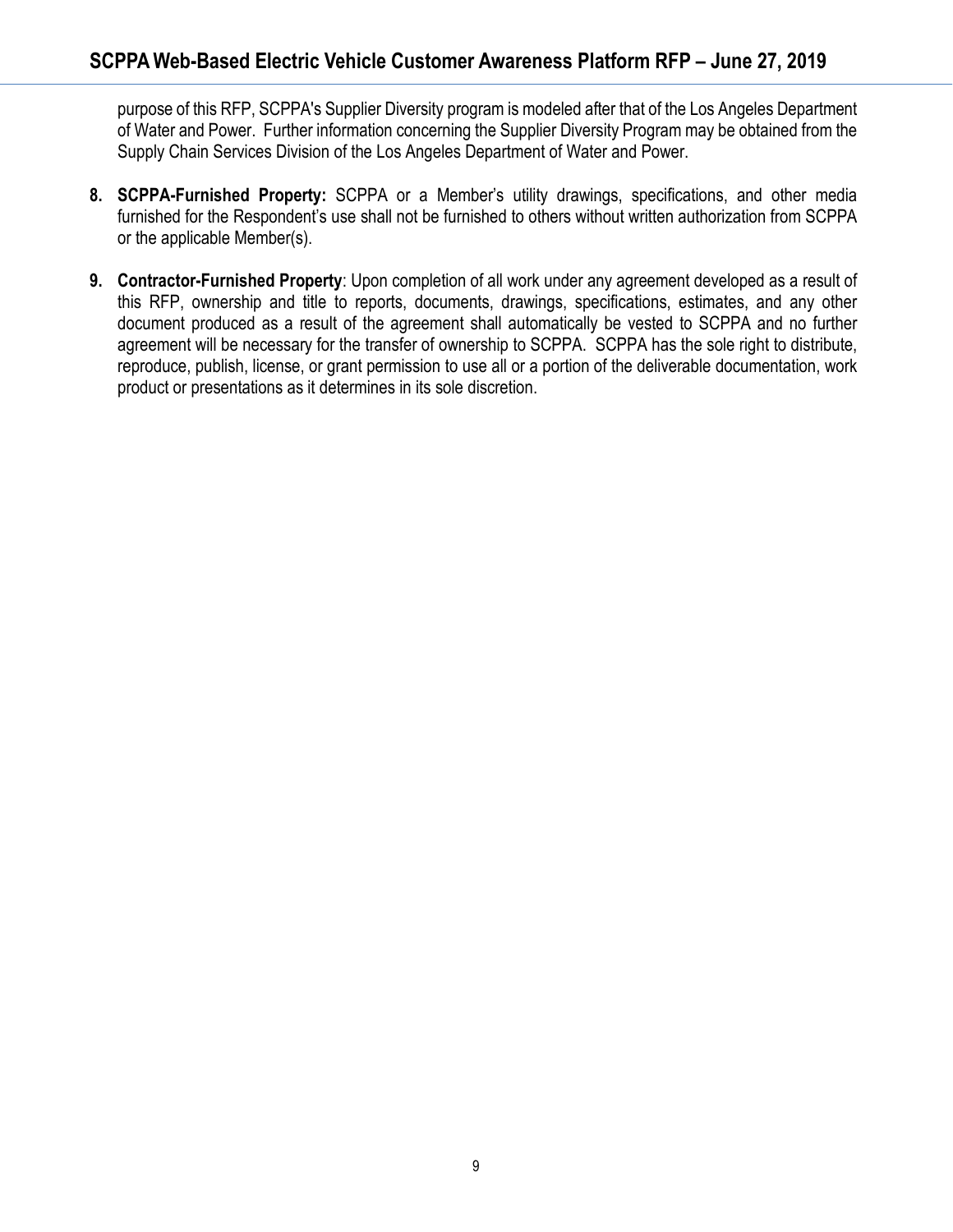purpose of this RFP, SCPPA's Supplier Diversity program is modeled after that of the Los Angeles Department of Water and Power. Further information concerning the Supplier Diversity Program may be obtained from the Supply Chain Services Division of the Los Angeles Department of Water and Power.

8. **SCPPA-Furnished Property:** SCPPA or a Member's utility drawings, specifications, and other media furnished for the Respondent's use shall not be furnished to others without written authorization from SCPPA or the applicable Member(s).

9. **Contractor-Furnished Property**: Upon completion of all work under any agreement developed as a result of this RFP, ownership and title to reports, documents, drawings, specifications, estimates, and any other document produced as a result of the agreement shall automatically be vested to SCPPA and no further agreement will be necessary for the transfer of ownership to SCPPA. SCPPA has the sole right to distribute, reproduce, publish, license, or grant permission to use all or a portion of the deliverable documentation, work product or presentations as it determines in its sole discretion.